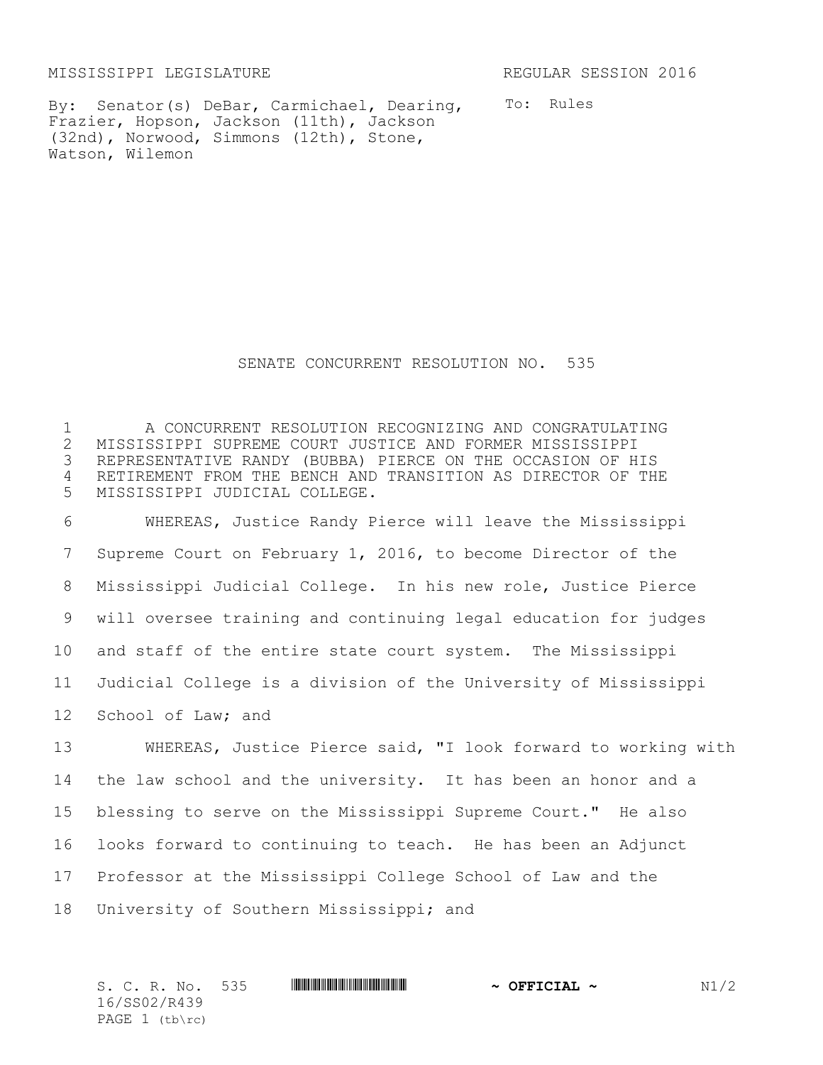MISSISSIPPI LEGISLATURE REGULAR SESSION 2016

By: Senator(s) DeBar, Carmichael, Dearing, Frazier, Hopson, Jackson (11th), Jackson (32nd), Norwood, Simmons (12th), Stone, Watson, Wilemon

To: Rules

# SENATE CONCURRENT RESOLUTION NO. 535

A CONCURRENT RESOLUTION RECOGNIZING AND CONGRATULATING MISSISSIPPI SUPREME COURT JUSTICE AND FORMER MISSISSIPPI REPRESENTATIVE RANDY (BUBBA) PIERCE ON THE OCCASION OF HIS RETIREMENT FROM THE BENCH AND TRANSITION AS DIRECTOR OF THE MISSISSIPPI JUDICIAL COLLEGE.

WHEREAS, Justice Randy Pierce will leave the Mississippi Supreme Court on February 1, 2016, to become Director of the Mississippi Judicial College. In his new role, Justice Pierce will oversee training and continuing legal education for judges and staff of the entire state court system. The Mississippi Judicial College is a division of the University of Mississippi School of Law; and

WHEREAS, Justice Pierce said, "I look forward to working with the law school and the university. It has been an honor and a blessing to serve on the Mississippi Supreme Court." He also looks forward to continuing to teach. He has been an Adjunct Professor at the Mississippi College School of Law and the University of Southern Mississippi; and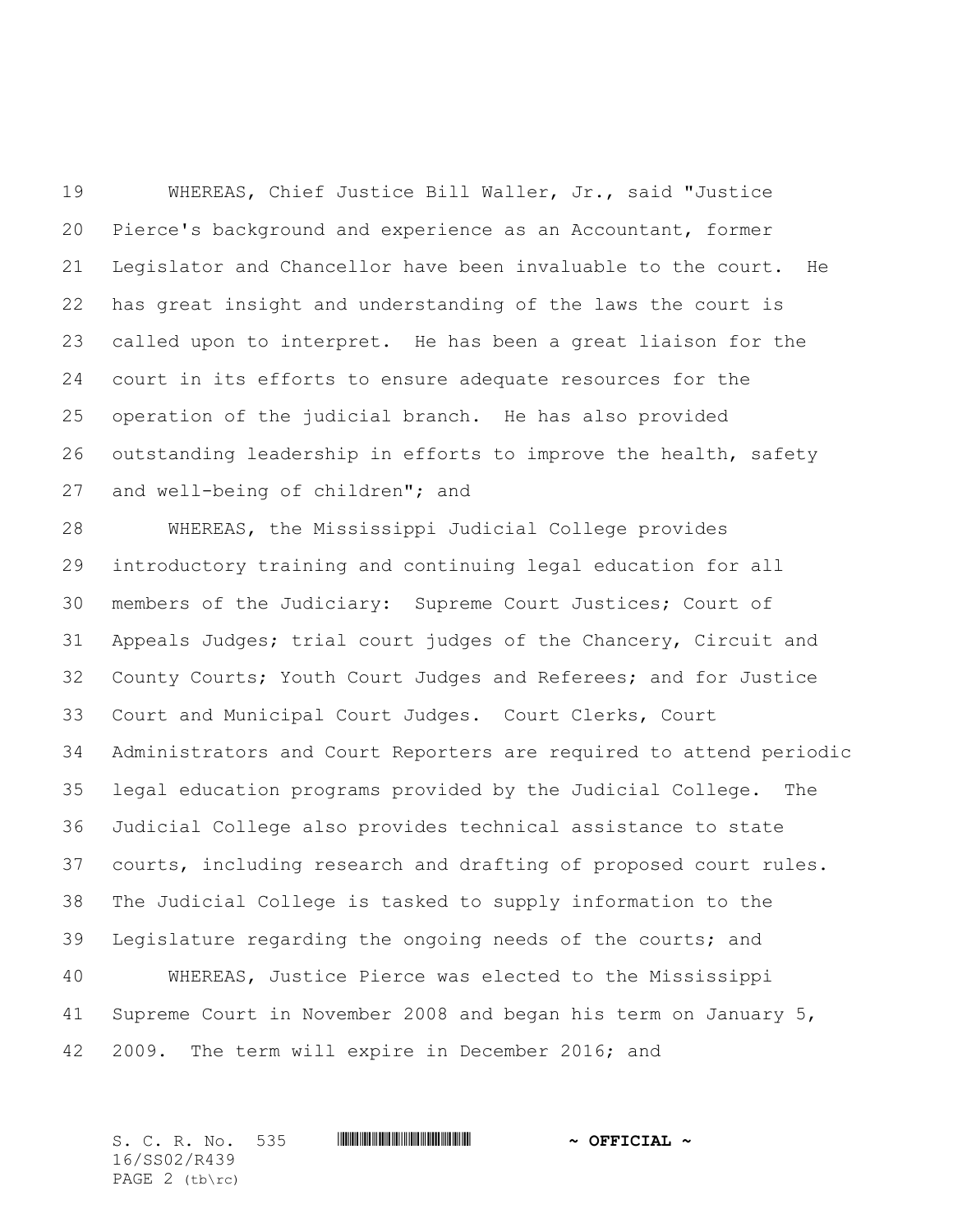WHEREAS, Chief Justice Bill Waller, Jr., said "Justice Pierce's background and experience as an Accountant, former Legislator and Chancellor have been invaluable to the court. He has great insight and understanding of the laws the court is called upon to interpret. He has been a great liaison for the court in its efforts to ensure adequate resources for the operation of the judicial branch. He has also provided outstanding leadership in efforts to improve the health, safety and well-being of children"; and

WHEREAS, the Mississippi Judicial College provides introductory training and continuing legal education for all members of the Judiciary: Supreme Court Justices; Court of Appeals Judges; trial court judges of the Chancery, Circuit and County Courts; Youth Court Judges and Referees; and for Justice Court and Municipal Court Judges. Court Clerks, Court Administrators and Court Reporters are required to attend periodic legal education programs provided by the Judicial College. The Judicial College also provides technical assistance to state courts, including research and drafting of proposed court rules. The Judicial College is tasked to supply information to the Legislature regarding the ongoing needs of the courts; and

WHEREAS, Justice Pierce was elected to the Mississippi Supreme Court in November 2008 and began his term on January 5, 2009. The term will expire in December 2016; and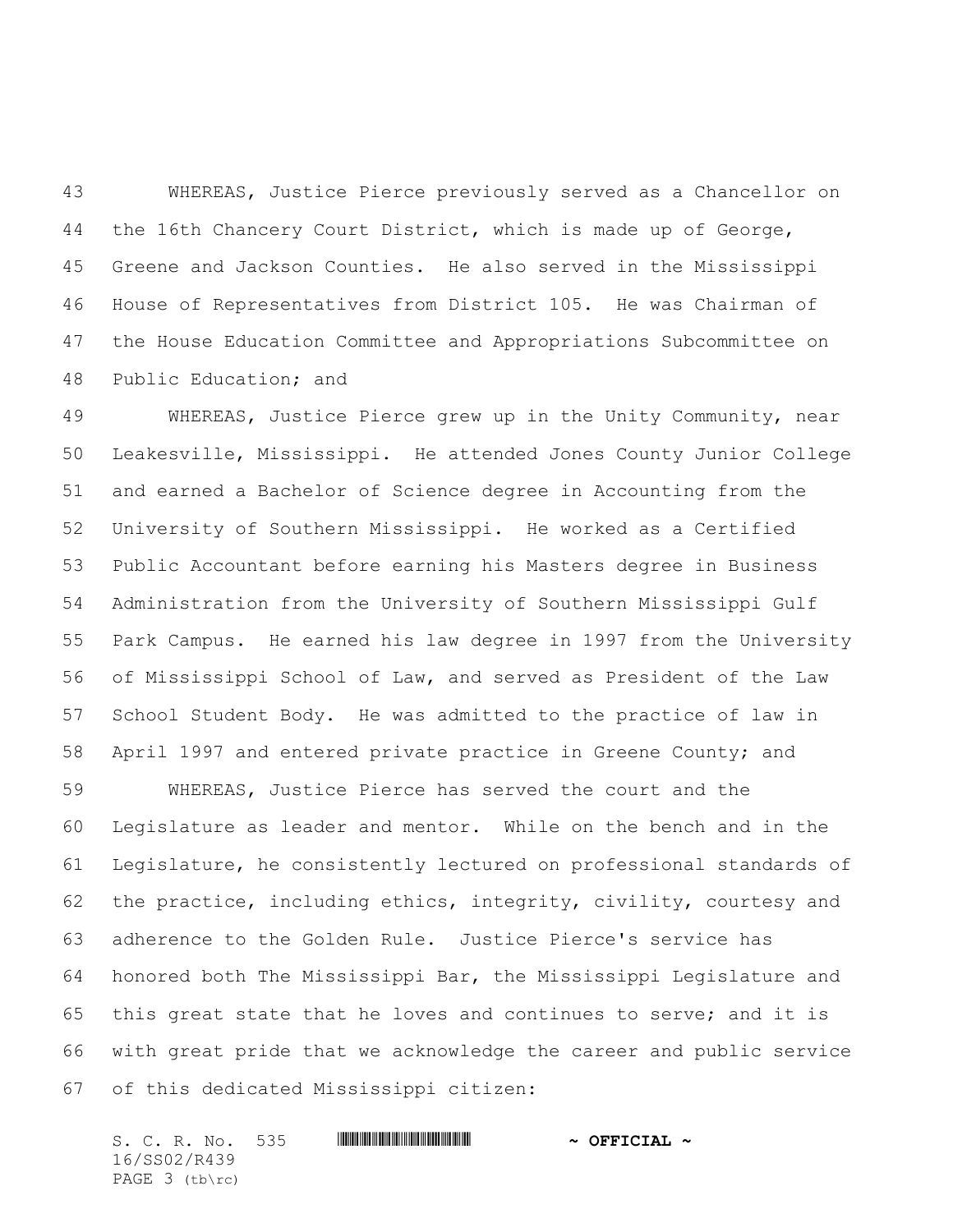WHEREAS, Justice Pierce previously served as a Chancellor on the 16th Chancery Court District, which is made up of George, Greene and Jackson Counties. He also served in the Mississippi House of Representatives from District 105. He was Chairman of the House Education Committee and Appropriations Subcommittee on Public Education; and

WHEREAS, Justice Pierce grew up in the Unity Community, near Leakesville, Mississippi. He attended Jones County Junior College and earned a Bachelor of Science degree in Accounting from the University of Southern Mississippi. He worked as a Certified Public Accountant before earning his Masters degree in Business Administration from the University of Southern Mississippi Gulf Park Campus. He earned his law degree in 1997 from the University of Mississippi School of Law, and served as President of the Law School Student Body. He was admitted to the practice of law in April 1997 and entered private practice in Greene County; and

WHEREAS, Justice Pierce has served the court and the Legislature as leader and mentor. While on the bench and in the Legislature, he consistently lectured on professional standards of the practice, including ethics, integrity, civility, courtesy and adherence to the Golden Rule. Justice Pierce's service has honored both The Mississippi Bar, the Mississippi Legislature and this great state that he loves and continues to serve; and it is with great pride that we acknowledge the career and public service of this dedicated Mississippi citizen: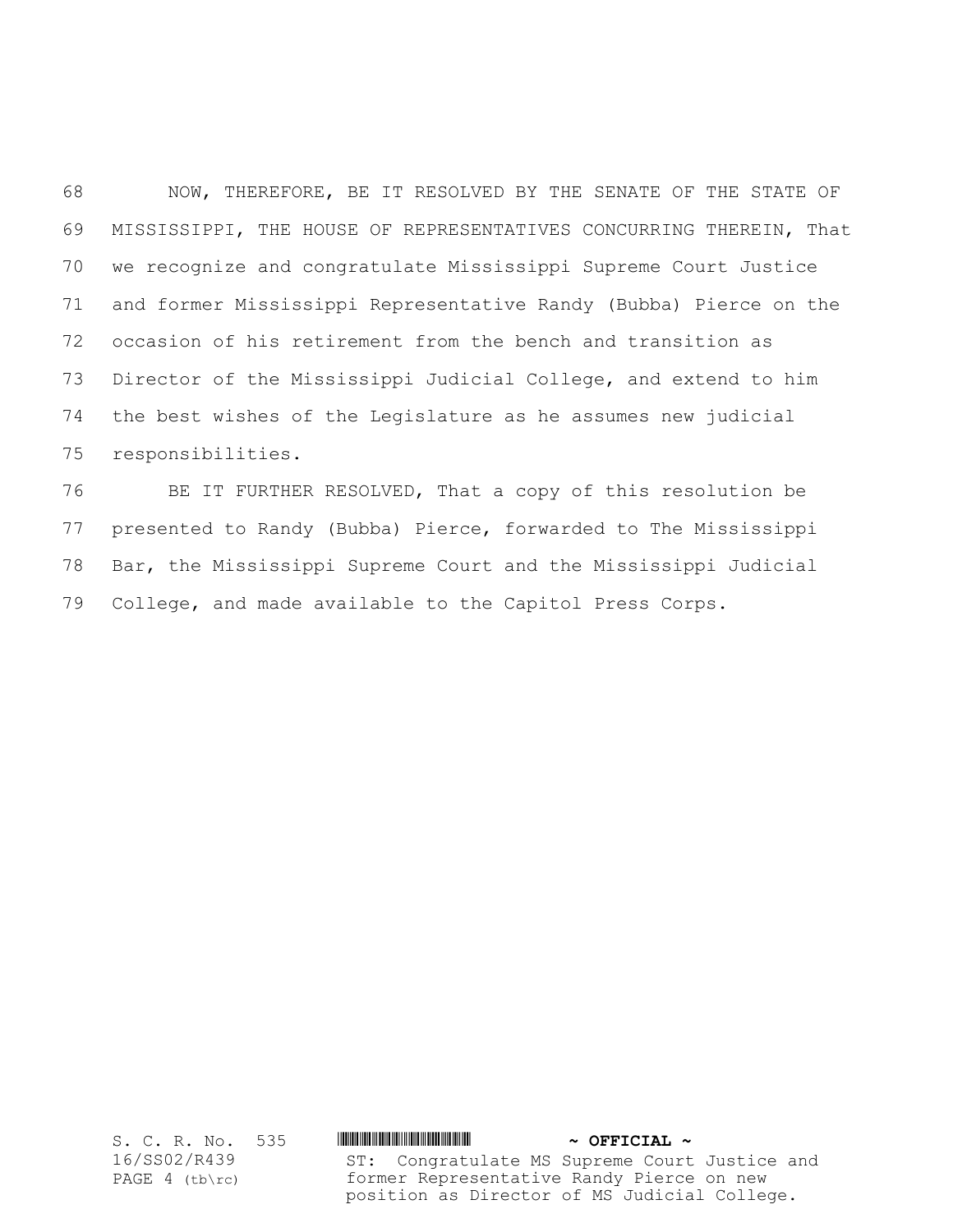NOW, THEREFORE, BE IT RESOLVED BY THE SENATE OF THE STATE OF MISSISSIPPI, THE HOUSE OF REPRESENTATIVES CONCURRING THEREIN, That we recognize and congratulate Mississippi Supreme Court Justice and former Mississippi Representative Randy (Bubba) Pierce on the occasion of his retirement from the bench and transition as Director of the Mississippi Judicial College, and extend to him the best wishes of the Legislature as he assumes new judicial responsibilities.

BE IT FURTHER RESOLVED, That a copy of this resolution be presented to Randy (Bubba) Pierce, forwarded to The Mississippi Bar, the Mississippi Supreme Court and the Mississippi Judicial College, and made available to the Capitol Press Corps.

S. C. R. No. 535
16/SS02/R439

**~ OFFICIAL ~**

ST: Congratulate MS Supreme Court Justice and former Representative Randy Pierce on new position as Director of MS Judicial College.